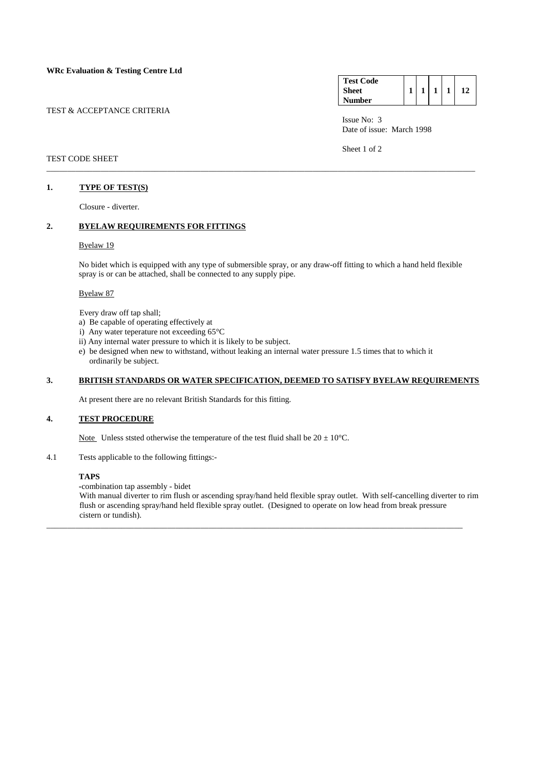**WRc Evaluation & Testing Centre Ltd**

| Test Code Sheet Number | 1 | 1 | 1 | 1 | 12 |
|---|---|---|---|---|---|

TEST & ACCEPTANCE CRITERIA

Issue No: 3
Date of issue: March 1998

TEST CODE SHEET

## 1. TYPE OF TEST(S)

Closure - diverter.

## 2. BYELAW REQUIREMENTS FOR FITTINGS

Byelaw 19

No bidet which is equipped with any type of submersible spray, or any draw-off fitting to which a hand held flexible spray is or can be attached, shall be connected to any supply pipe.

Byelaw 87

Every draw off tap shall;

a) Be capable of operating effectively at

i) Any water teperature not exceeding 65°C

ii) Any internal water pressure to which it is likely to be subject.

e) be designed when new to withstand, without leaking an internal water pressure 1.5 times that to which it ordinarily be subject.

## 3. BRITISH STANDARDS OR WATER SPECIFICATION, DEEMED TO SATISFY BYELAW REQUIREMENTS

At present there are no relevant British Standards for this fitting.

## 4. TEST PROCEDURE

Note Unless ststed otherwise the temperature of the test fluid shall be 20 ± 10°C.

4.1 Tests applicable to the following fittings:-

**TAPS**

-combination tap assembly - bidet

With manual diverter to rim flush or ascending spray/hand held flexible spray outlet. With self-cancelling diverter to rim flush or ascending spray/hand held flexible spray outlet. (Designed to operate on low head from break pressure cistern or tundish).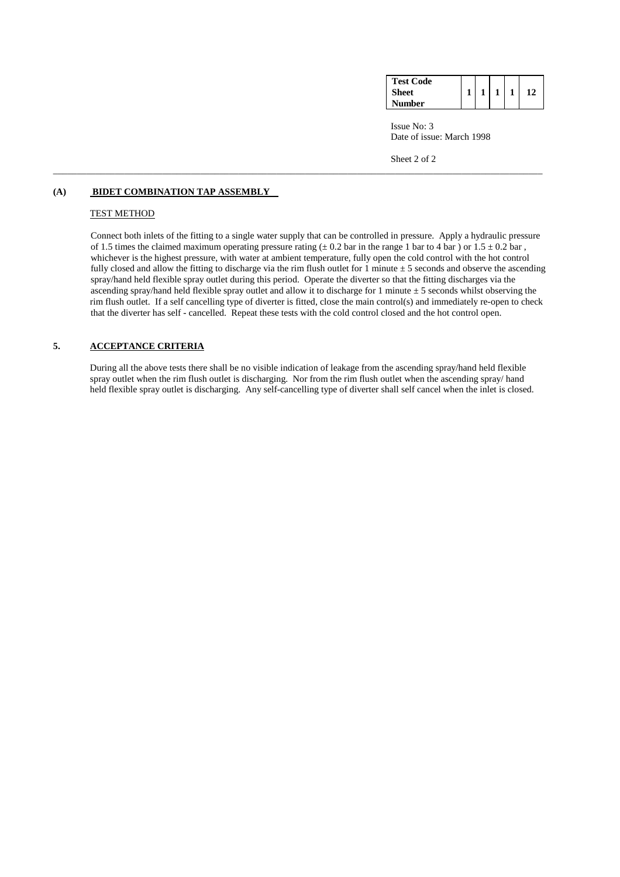| Test Code Sheet Number | 1 | 1 | 1 | 1 | 12 |
|---|---|---|---|---|---|

Issue No: 3
Date of issue: March 1998

## (A) BIDET COMBINATION TAP ASSEMBLY

TEST METHOD

Connect both inlets of the fitting to a single water supply that can be controlled in pressure. Apply a hydraulic pressure of 1.5 times the claimed maximum operating pressure rating (± 0.2 bar in the range 1 bar to 4 bar ) or 1.5 ± 0.2 bar , whichever is the highest pressure, with water at ambient temperature, fully open the cold control with the hot control fully closed and allow the fitting to discharge via the rim flush outlet for 1 minute ± 5 seconds and observe the ascending spray/hand held flexible spray outlet during this period. Operate the diverter so that the fitting discharges via the ascending spray/hand held flexible spray outlet and allow it to discharge for 1 minute ± 5 seconds whilst observing the rim flush outlet. If a self cancelling type of diverter is fitted, close the main control(s) and immediately re-open to check that the diverter has self - cancelled. Repeat these tests with the cold control closed and the hot control open.

## 5. ACCEPTANCE CRITERIA

During all the above tests there shall be no visible indication of leakage from the ascending spray/hand held flexible spray outlet when the rim flush outlet is discharging. Nor from the rim flush outlet when the ascending spray/ hand held flexible spray outlet is discharging. Any self-cancelling type of diverter shall self cancel when the inlet is closed.